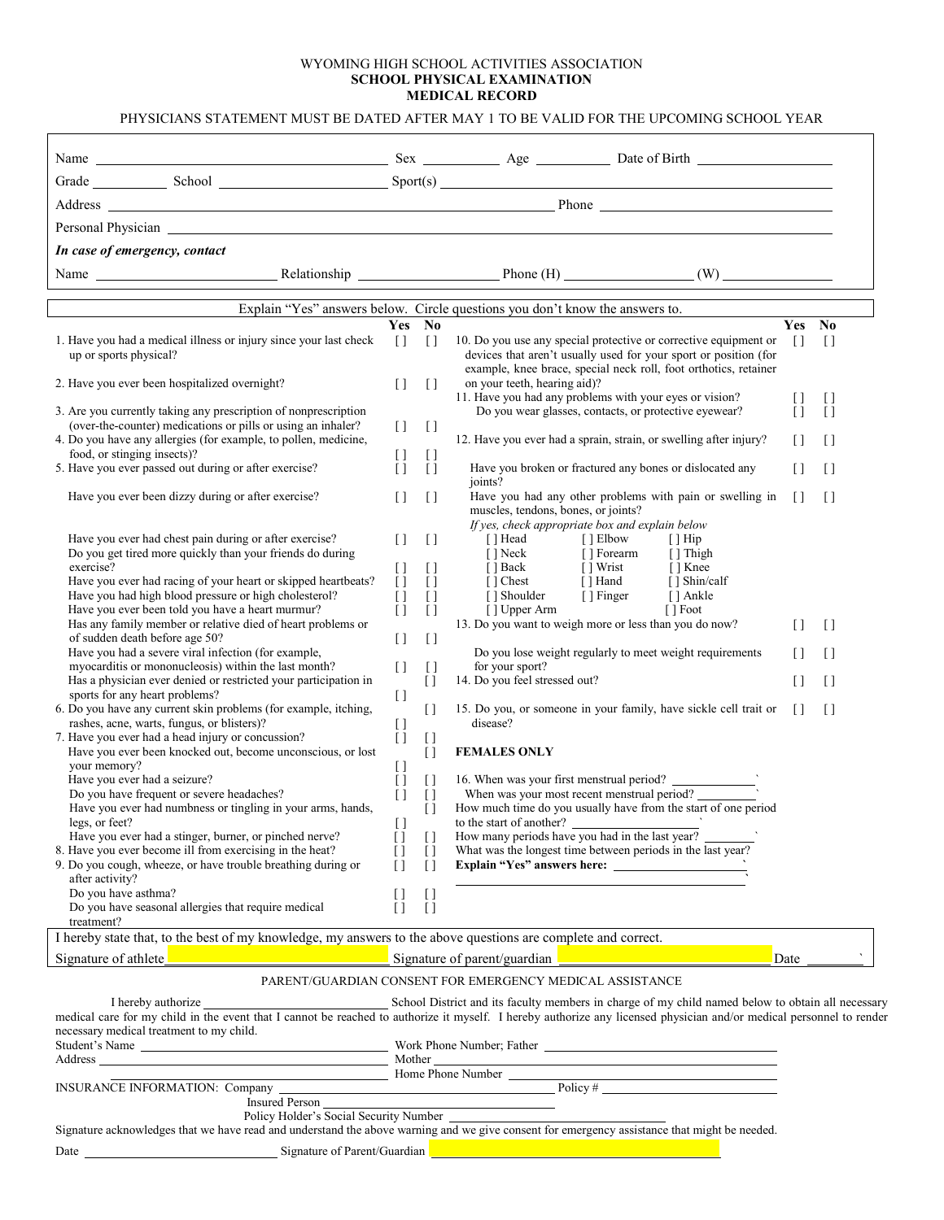WYOMING HIGH SCHOOL ACTIVITIES ASSOCIATION

**SCHOOL PHYSICAL EXAMINATION**

**MEDICAL RECORD**

PHYSICIANS STATEMENT MUST BE DATED AFTER MAY 1 TO BE VALID FOR THE UPCOMING SCHOOL YEAR

Name ______________________ Sex __________ Age __________ Date of Birth ______________

Grade __________ School ______________ Sport(s) ______________________________

Address ______________________________________ Phone ______________________

Personal Physician ______________________________________________________

***In case of emergency, contact***

Name ______________ Relationship ______________ Phone (H) ______________ (W) ______________

Explain "Yes" answers below. Circle questions you don't know the answers to.

| | Yes | No |
|---|---|---|
| 1. Have you had a medical illness or injury since your last check up or sports physical? | [ ] | [ ] |
| 2. Have you ever been hospitalized overnight? | [ ] | [ ] |
| 3. Are you currently taking any prescription of nonprescription (over-the-counter) medications or pills or using an inhaler? | [ ] | [ ] |
| 4. Do you have any allergies (for example, to pollen, medicine, food, or stinging insects)? | [ ] | [ ] |
| 5. Have you ever passed out during or after exercise? | [ ] | [ ] |
| Have you ever been dizzy during or after exercise? | [ ] | [ ] |
| Have you ever had chest pain during or after exercise? | [ ] | [ ] |
| Do you get tired more quickly than your friends do during exercise? | [ ] | [ ] |
| Have you ever had racing of your heart or skipped heartbeats? | [ ] | [ ] |
| Have you had high blood pressure or high cholesterol? | [ ] | [ ] |
| Have you ever been told you have a heart murmur? | [ ] | [ ] |
| Has any family member or relative died of heart problems or of sudden death before age 50? | [ ] | [ ] |
| Have you had a severe viral infection (for example, myocarditis or mononucleosis) within the last month? | [ ] | [ ] |
| Has a physician ever denied or restricted your participation in sports for any heart problems? | [ ] | [ ] |
| 6. Do you have any current skin problems (for example, itching, rashes, acne, warts, fungus, or blisters)? | [ ] | [ ] |
| 7. Have you ever had a head injury or concussion? | [ ] | [ ] |
| Have you ever been knocked out, become unconscious, or lost your memory? | [ ] | [ ] |
| Have you ever had a seizure? | [ ] | [ ] |
| Do you have frequent or severe headaches? | [ ] | [ ] |
| Have you ever had numbness or tingling in your arms, hands, legs, or feet? | [ ] | [ ] |
| Have you ever had a stinger, burner, or pinched nerve? | [ ] | [ ] |
| 8. Have you ever become ill from exercising in the heat? | [ ] | [ ] |
| 9. Do you cough, wheeze, or have trouble breathing during or after activity? | [ ] | [ ] |
| Do you have asthma? | [ ] | [ ] |
| Do you have seasonal allergies that require medical treatment? | [ ] | [ ] |

| | Yes | No |
|---|---|---|
| 10. Do you use any special protective or corrective equipment or devices that aren't usually used for your sport or position (for example, knee brace, special neck roll, foot orthotics, retainer on your teeth, hearing aid)? | [ ] | [ ] |
| 11. Have you had any problems with your eyes or vision? | [ ] | [ ] |
| Do you wear glasses, contacts, or protective eyewear? | [ ] | [ ] |
| 12. Have you ever had a sprain, strain, or swelling after injury? | [ ] | [ ] |
| Have you broken or fractured any bones or dislocated any joints? | [ ] | [ ] |
| Have you had any other problems with pain or swelling in muscles, tendons, bones, or joints? | [ ] | [ ] |

*If yes, check appropriate box and explain below*

| | | |
|---|---|---|
| [ ] Head | [ ] Elbow | [ ] Hip |
| [ ] Neck | [ ] Forearm | [ ] Thigh |
| [ ] Back | [ ] Wrist | [ ] Knee |
| [ ] Chest | [ ] Hand | [ ] Shin/calf |
| [ ] Shoulder | [ ] Finger | [ ] Ankle |
| [ ] Upper Arm | | [ ] Foot |

| | Yes | No |
|---|---|---|
| 13. Do you want to weigh more or less than you do now? | [ ] | [ ] |
| Do you lose weight regularly to meet weight requirements for your sport? | [ ] | [ ] |
| 14. Do you feel stressed out? | [ ] | [ ] |
| 15. Do you, or someone in your family, have sickle cell trait or disease? | [ ] | [ ] |

**FEMALES ONLY**

16. When was your first menstrual period? ______________

When was your most recent menstrual period? ______________

How much time do you usually have from the start of one period to the start of another? ______________

How many periods have you had in the last year? ______________

What was the longest time between periods in the last year?

**Explain "Yes" answers here:** ______________________________

______________________________________________

I hereby state that, to the best of my knowledge, my answers to the above questions are complete and correct.

Signature of athlete ______________________ Signature of parent/guardian ______________________ Date ________

PARENT/GUARDIAN CONSENT FOR EMERGENCY MEDICAL ASSISTANCE

I hereby authorize ______________________ School District and its faculty members in charge of my child named below to obtain all necessary medical care for my child in the event that I cannot be reached to authorize it myself. I hereby authorize any licensed physician and/or medical personnel to render necessary medical treatment to my child.

Student's Name ______________________ Work Phone Number; Father ______________________

Address ______________________ Mother ______________________

Home Phone Number ______________________

INSURANCE INFORMATION: Company ______________________ Policy # ______________________

Insured Person ______________________

Policy Holder's Social Security Number ______________________

Signature acknowledges that we have read and understand the above warning and we give consent for emergency assistance that might be needed.

Date ______________________ Signature of Parent/Guardian ______________________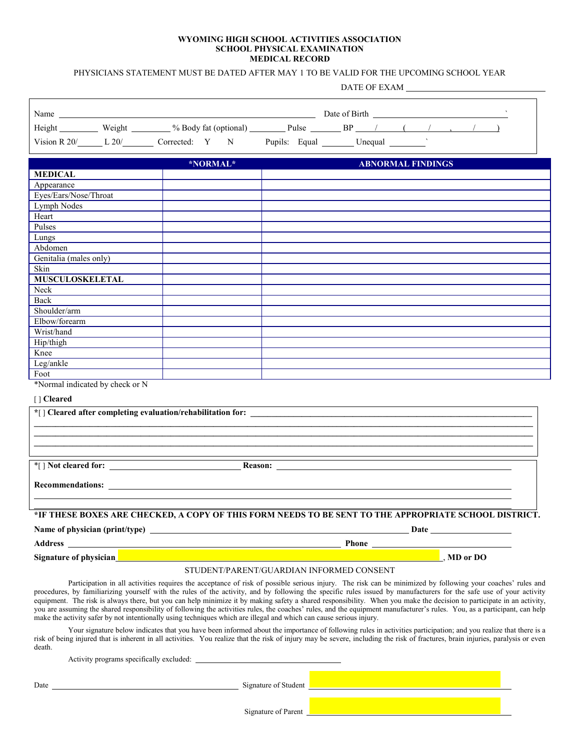**WYOMING HIGH SCHOOL ACTIVITIES ASSOCIATION**
**SCHOOL PHYSICAL EXAMINATION**
**MEDICAL RECORD**

PHYSICIANS STATEMENT MUST BE DATED AFTER MAY 1 TO BE VALID FOR THE UPCOMING SCHOOL YEAR

DATE OF EXAM ______________________________

Name ________________________________________________ Date of Birth ____________________________

Height ________ Weight ________ % Body fat (optional) ________ Pulse _______ BP ____/____ (____/____, ____/____)

Vision R 20/______ L 20/_______ Corrected: Y N Pupils: Equal _______ Unequal ________

| | *NORMAL* | ABNORMAL FINDINGS |
|---|---|---|
| **MEDICAL** | | |
| Appearance | | |
| Eyes/Ears/Nose/Throat | | |
| Lymph Nodes | | |
| Heart | | |
| Pulses | | |
| Lungs | | |
| Abdomen | | |
| Genitalia (males only) | | |
| Skin | | |
| **MUSCULOSKELETAL** | | |
| Neck | | |
| Back | | |
| Shoulder/arm | | |
| Elbow/forearm | | |
| Wrist/hand | | |
| Hip/thigh | | |
| Knee | | |
| Leg/ankle | | |
| Foot | | |

*Normal indicated by check or N

[ ] **Cleared**

*[ ] **Cleared after completing evaluation/rehabilitation for:** ______________________________________________

______________________________________________________________________________________

______________________________________________________________________________________

______________________________________________________________________________________

*[ ] **Not cleared for:** ____________________ **Reason:** ________________________________________

**Recommendations:** ______________________________________________________________________

______________________________________________________________________________________

**\*IF THESE BOXES ARE CHECKED, A COPY OF THIS FORM NEEDS TO BE SENT TO THE APPROPRIATE SCHOOL DISTRICT.**

**Name of physician (print/type)** ________________________________________ **Date** ______________

**Address** ______________________________________________ **Phone** ________________________

**Signature of physician** ________________________________________________, **MD or DO**

STUDENT/PARENT/GUARDIAN INFORMED CONSENT

Participation in all activities requires the acceptance of risk of possible serious injury. The risk can be minimized by following your coaches' rules and procedures, by familiarizing yourself with the rules of the activity, and by following the specific rules issued by manufacturers for the safe use of your activity equipment. The risk is always there, but you can help minimize it by making safety a shared responsibility. When you make the decision to participate in an activity, you are assuming the shared responsibility of following the activities rules, the coaches' rules, and the equipment manufacturer's rules. You, as a participant, can help make the activity safer by not intentionally using techniques which are illegal and which can cause serious injury.

Your signature below indicates that you have been informed about the importance of following rules in activities participation; and you realize that there is a risk of being injured that is inherent in all activities. You realize that the risk of injury may be severe, including the risk of fractures, brain injuries, paralysis or even death.

Activity programs specifically excluded: ______________________________

Date ______________________________ Signature of Student ______________________________

Signature of Parent ______________________________